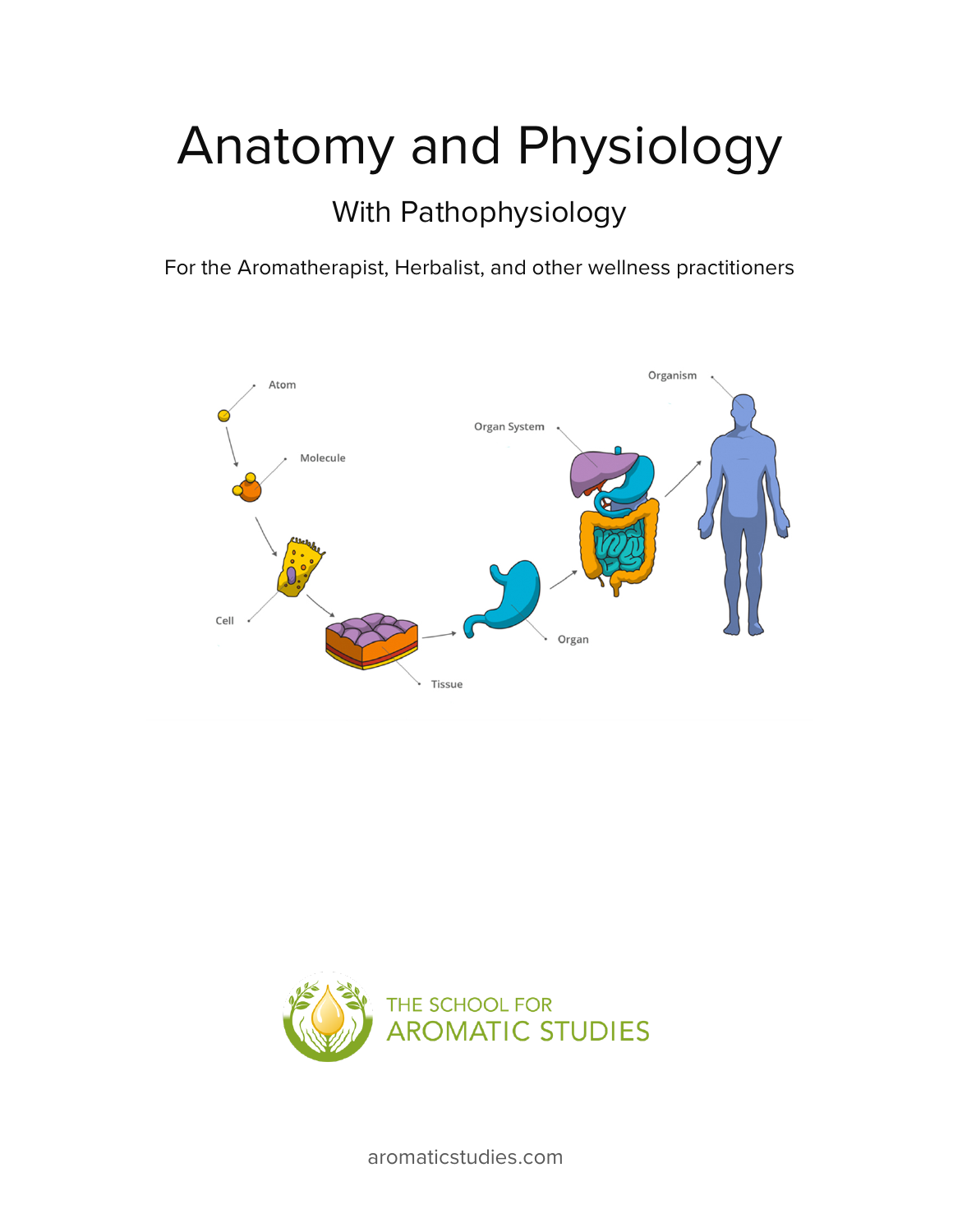# Anatomy and Physiology

## With Pathophysiology

For the Aromatherapist, Herbalist, and other wellness practitioners

THE SCHOOL FOR AROMATIC STUDIES

aromaticstudies.com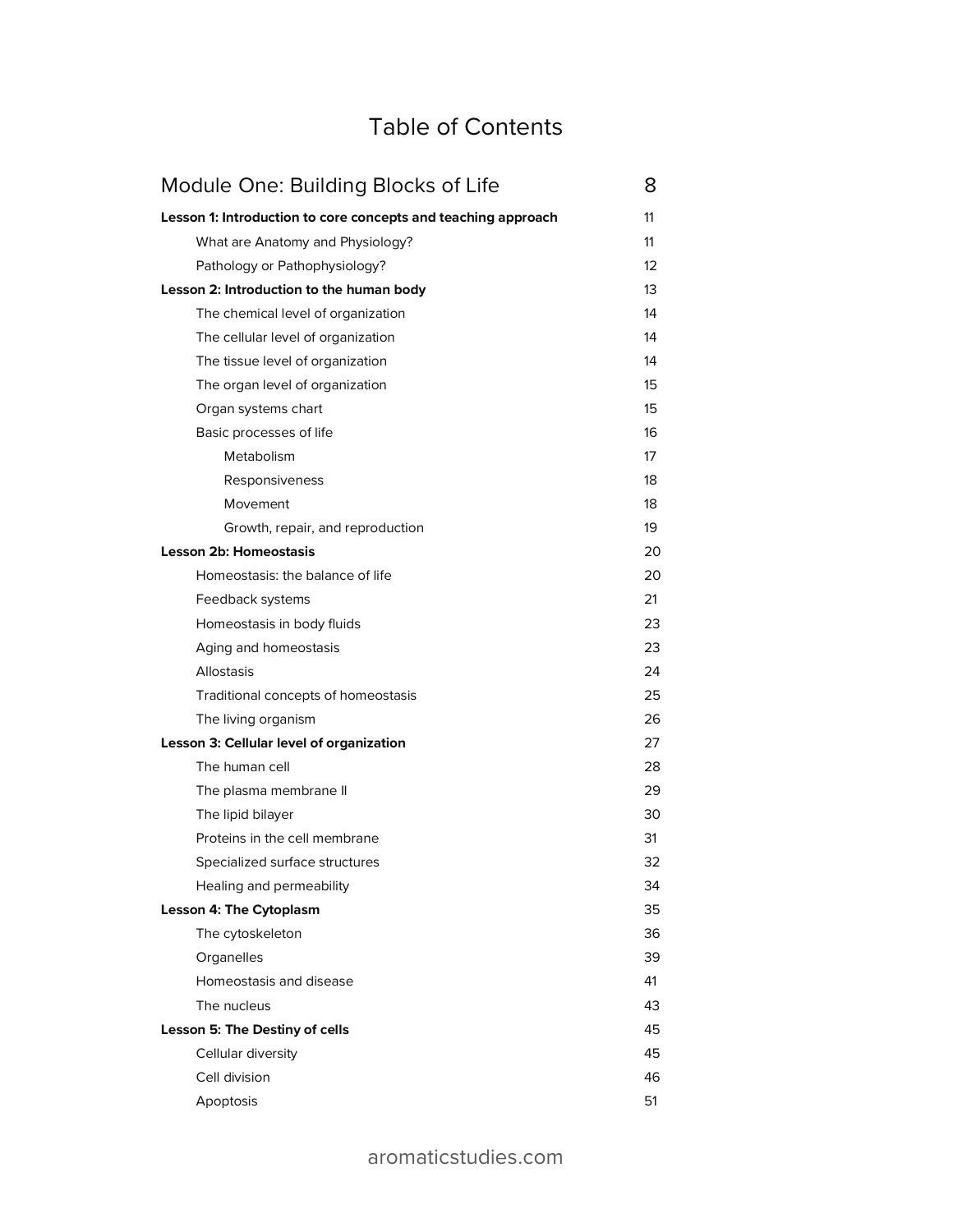# Table of Contents

## Module One: Building Blocks of Life — 8

**Lesson 1: Introduction to core concepts and teaching approach** — 11

- What are Anatomy and Physiology? — 11
- Pathology or Pathophysiology? — 12

**Lesson 2: Introduction to the human body** — 13

- The chemical level of organization — 14
- The cellular level of organization — 14
- The tissue level of organization — 14
- The organ level of organization — 15
- Organ systems chart — 15
- Basic processes of life — 16
    - Metabolism — 17
    - Responsiveness — 18
    - Movement — 18
    - Growth, repair, and reproduction — 19

**Lesson 2b: Homeostasis** — 20

- Homeostasis: the balance of life — 20
- Feedback systems — 21
- Homeostasis in body fluids — 23
- Aging and homeostasis — 23
- Allostasis — 24
- Traditional concepts of homeostasis — 25
- The living organism — 26

**Lesson 3: Cellular level of organization** — 27

- The human cell — 28
- The plasma membrane II — 29
- The lipid bilayer — 30
- Proteins in the cell membrane — 31
- Specialized surface structures — 32
- Healing and permeability — 34

**Lesson 4: The Cytoplasm** — 35

- The cytoskeleton — 36
- Organelles — 39
- Homeostasis and disease — 41
- The nucleus — 43

**Lesson 5: The Destiny of cells** — 45

- Cellular diversity — 45
- Cell division — 46
- Apoptosis — 51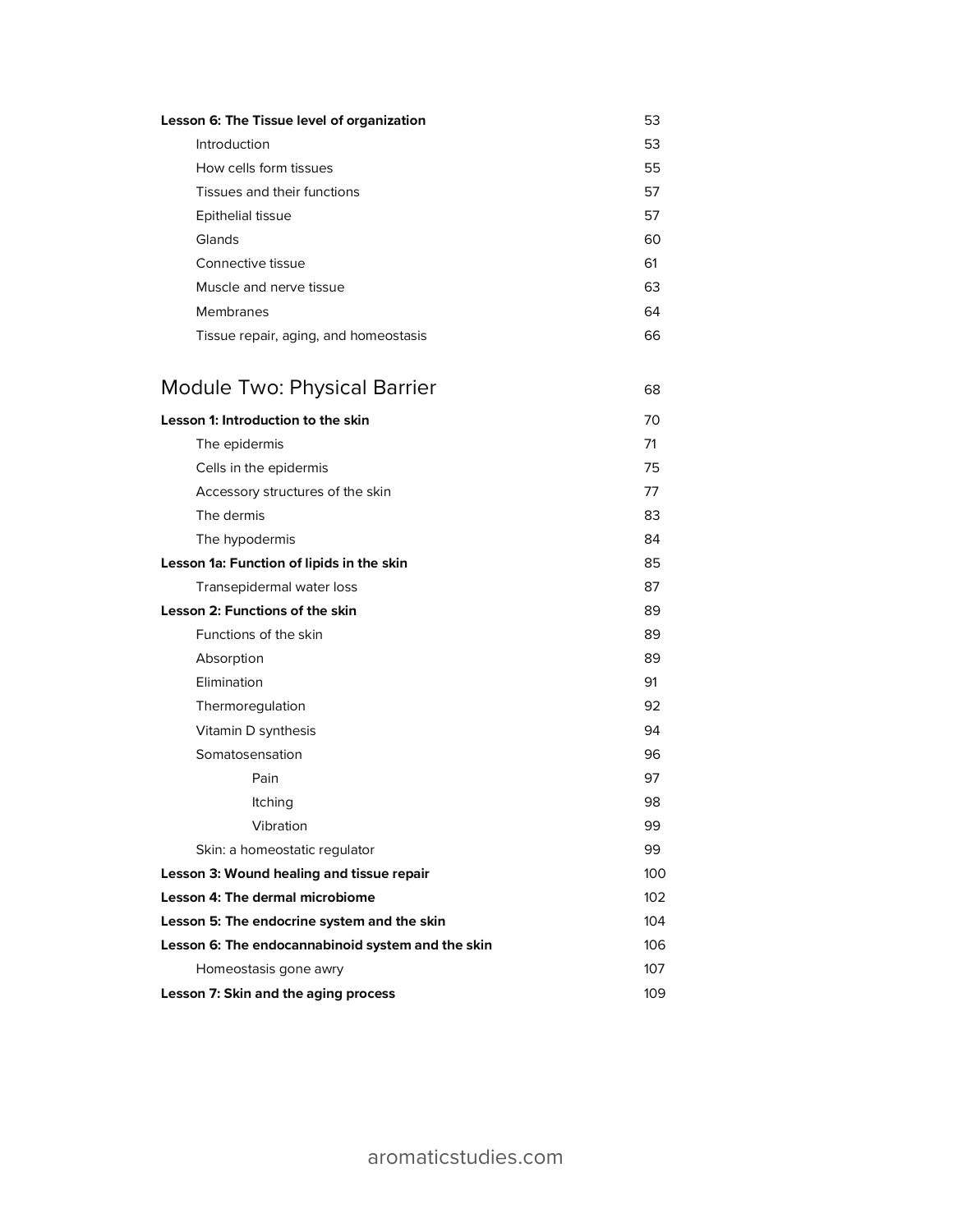| | |
|---|---|
| **Lesson 6: The Tissue level of organization** | 53 |
| Introduction | 53 |
| How cells form tissues | 55 |
| Tissues and their functions | 57 |
| Epithelial tissue | 57 |
| Glands | 60 |
| Connective tissue | 61 |
| Muscle and nerve tissue | 63 |
| Membranes | 64 |
| Tissue repair, aging, and homeostasis | 66 |

## Module Two: Physical Barrier — 68

| | |
|---|---|
| **Lesson 1: Introduction to the skin** | 70 |
| The epidermis | 71 |
| Cells in the epidermis | 75 |
| Accessory structures of the skin | 77 |
| The dermis | 83 |
| The hypodermis | 84 |
| **Lesson 1a: Function of lipids in the skin** | 85 |
| Transepidermal water loss | 87 |
| **Lesson 2: Functions of the skin** | 89 |
| Functions of the skin | 89 |
| Absorption | 89 |
| Elimination | 91 |
| Thermoregulation | 92 |
| Vitamin D synthesis | 94 |
| Somatosensation | 96 |
| Pain | 97 |
| Itching | 98 |
| Vibration | 99 |
| Skin: a homeostatic regulator | 99 |
| **Lesson 3: Wound healing and tissue repair** | 100 |
| **Lesson 4: The dermal microbiome** | 102 |
| **Lesson 5: The endocrine system and the skin** | 104 |
| **Lesson 6: The endocannabinoid system and the skin** | 106 |
| Homeostasis gone awry | 107 |
| **Lesson 7: Skin and the aging process** | 109 |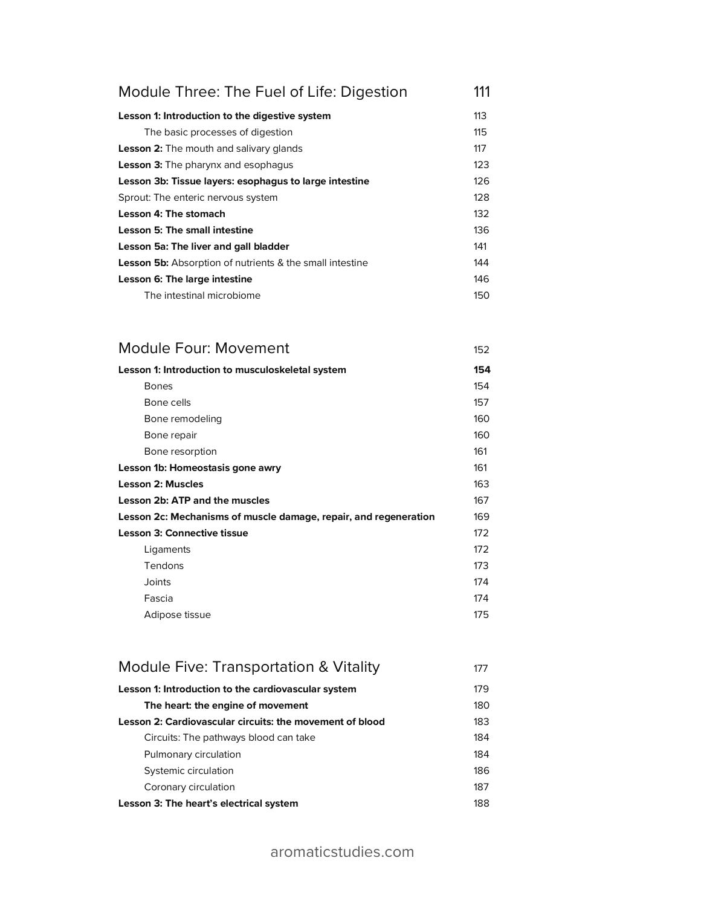## Module Three: The Fuel of Life: Digestion 111

**Lesson 1: Introduction to the digestive system** 113

- The basic processes of digestion 115

**Lesson 2:** The mouth and salivary glands 117

**Lesson 3:** The pharynx and esophagus 123

**Lesson 3b: Tissue layers: esophagus to large intestine** 126

Sprout: The enteric nervous system 128

**Lesson 4: The stomach** 132

**Lesson 5: The small intestine** 136

**Lesson 5a: The liver and gall bladder** 141

**Lesson 5b:** Absorption of nutrients & the small intestine 144

**Lesson 6: The large intestine** 146

- The intestinal microbiome 150

## Module Four: Movement 152

**Lesson 1: Introduction to musculoskeletal system** **154**

- Bones 154
- Bone cells 157
- Bone remodeling 160
- Bone repair 160
- Bone resorption 161

**Lesson 1b: Homeostasis gone awry** 161

**Lesson 2: Muscles** 163

**Lesson 2b: ATP and the muscles** 167

**Lesson 2c: Mechanisms of muscle damage, repair, and regeneration** 169

**Lesson 3: Connective tissue** 172

- Ligaments 172
- Tendons 173
- Joints 174
- Fascia 174
- Adipose tissue 175

## Module Five: Transportation & Vitality 177

**Lesson 1: Introduction to the cardiovascular system** 179

- **The heart: the engine of movement** 180

**Lesson 2: Cardiovascular circuits: the movement of blood** 183

- Circuits: The pathways blood can take 184
- Pulmonary circulation 184
- Systemic circulation 186
- Coronary circulation 187

**Lesson 3: The heart's electrical system** 188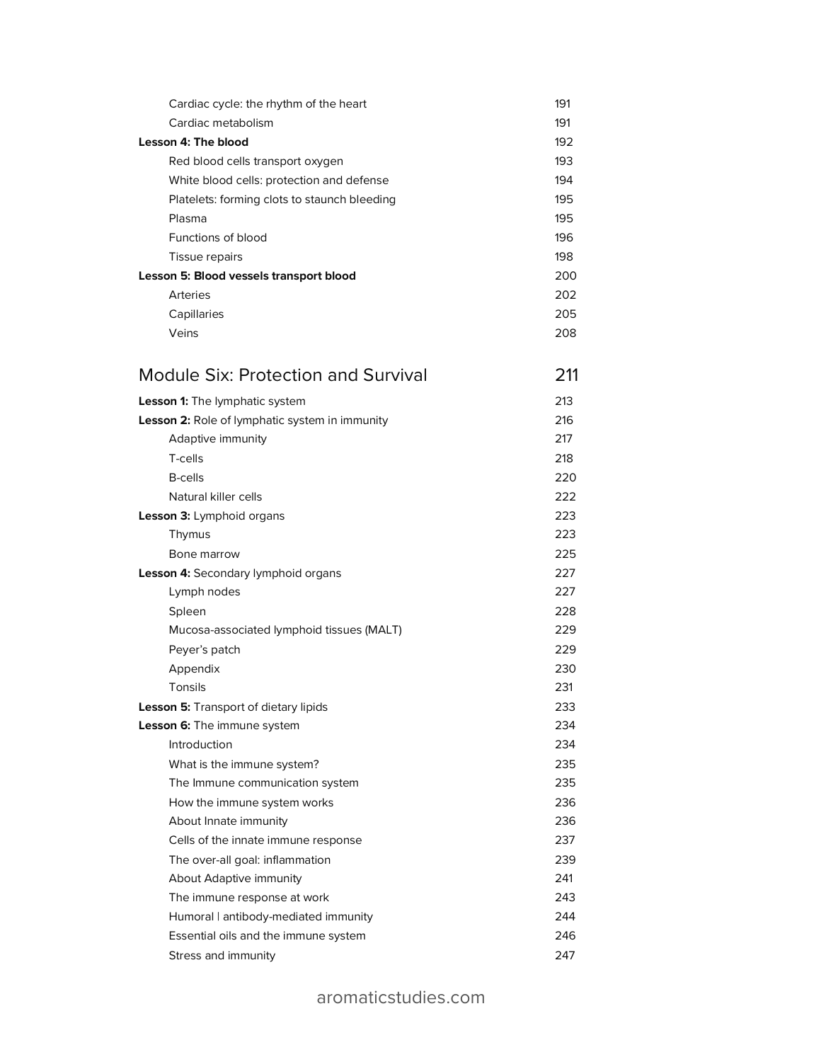| | |
|---|---|
| Cardiac cycle: the rhythm of the heart | 191 |
| Cardiac metabolism | 191 |
| **Lesson 4: The blood** | 192 |
| Red blood cells transport oxygen | 193 |
| White blood cells: protection and defense | 194 |
| Platelets: forming clots to staunch bleeding | 195 |
| Plasma | 195 |
| Functions of blood | 196 |
| Tissue repairs | 198 |
| **Lesson 5: Blood vessels transport blood** | 200 |
| Arteries | 202 |
| Capillaries | 205 |
| Veins | 208 |

## Module Six: Protection and Survival — 211

| | |
|---|---|
| **Lesson 1:** The lymphatic system | 213 |
| **Lesson 2:** Role of lymphatic system in immunity | 216 |
| Adaptive immunity | 217 |
| T-cells | 218 |
| B-cells | 220 |
| Natural killer cells | 222 |
| **Lesson 3:** Lymphoid organs | 223 |
| Thymus | 223 |
| Bone marrow | 225 |
| **Lesson 4:** Secondary lymphoid organs | 227 |
| Lymph nodes | 227 |
| Spleen | 228 |
| Mucosa-associated lymphoid tissues (MALT) | 229 |
| Peyer's patch | 229 |
| Appendix | 230 |
| Tonsils | 231 |
| **Lesson 5:** Transport of dietary lipids | 233 |
| **Lesson 6:** The immune system | 234 |
| Introduction | 234 |
| What is the immune system? | 235 |
| The Immune communication system | 235 |
| How the immune system works | 236 |
| About Innate immunity | 236 |
| Cells of the innate immune response | 237 |
| The over-all goal: inflammation | 239 |
| About Adaptive immunity | 241 |
| The immune response at work | 243 |
| Humoral \| antibody-mediated immunity | 244 |
| Essential oils and the immune system | 246 |
| Stress and immunity | 247 |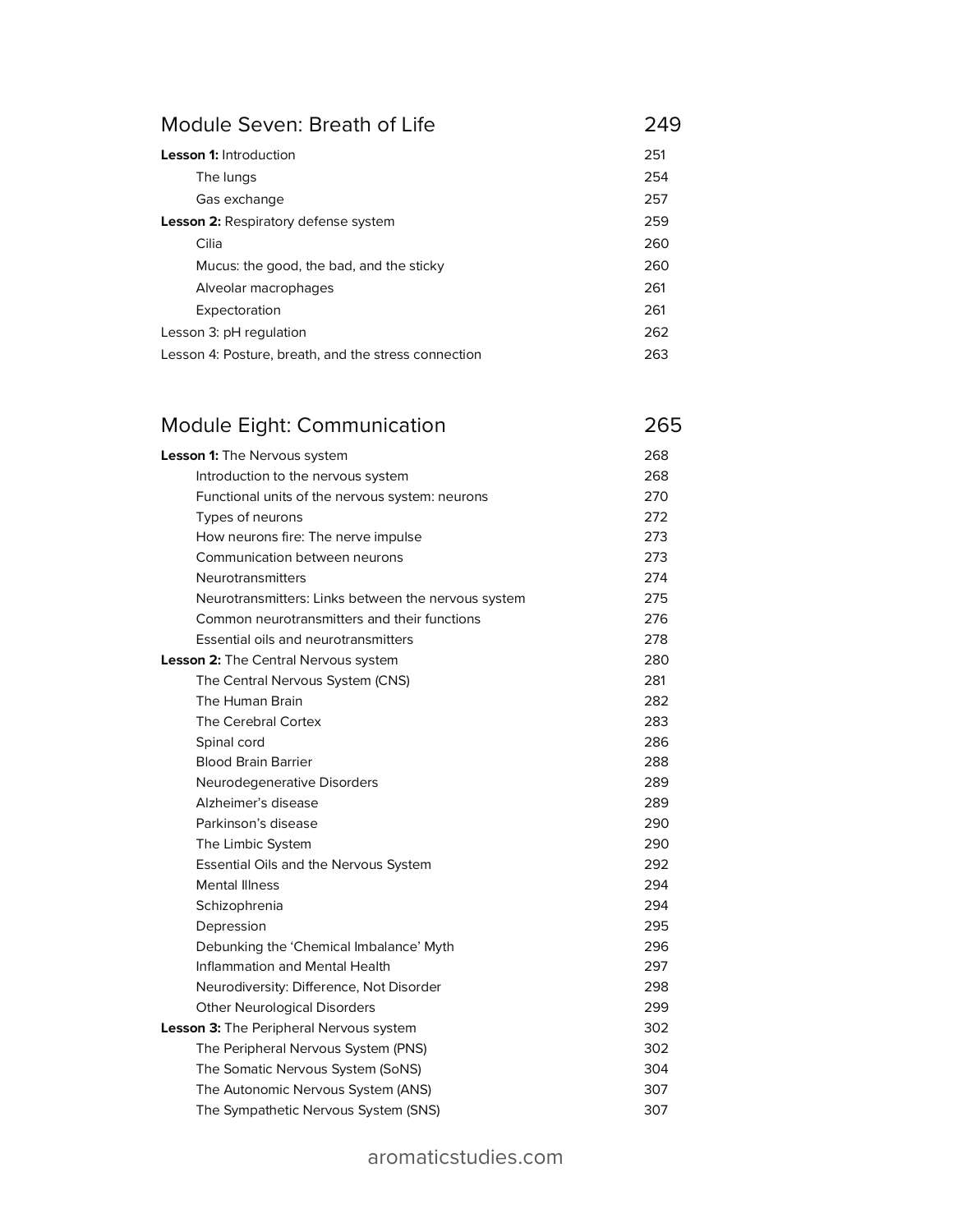## Module Seven: Breath of Life — 249

| | |
|---|---|
| **Lesson 1:** Introduction | 251 |
| The lungs | 254 |
| Gas exchange | 257 |
| **Lesson 2:** Respiratory defense system | 259 |
| Cilia | 260 |
| Mucus: the good, the bad, and the sticky | 260 |
| Alveolar macrophages | 261 |
| Expectoration | 261 |
| Lesson 3: pH regulation | 262 |
| Lesson 4: Posture, breath, and the stress connection | 263 |

## Module Eight: Communication — 265

| | |
|---|---|
| **Lesson 1:** The Nervous system | 268 |
| Introduction to the nervous system | 268 |
| Functional units of the nervous system: neurons | 270 |
| Types of neurons | 272 |
| How neurons fire: The nerve impulse | 273 |
| Communication between neurons | 273 |
| Neurotransmitters | 274 |
| Neurotransmitters: Links between the nervous system | 275 |
| Common neurotransmitters and their functions | 276 |
| Essential oils and neurotransmitters | 278 |
| **Lesson 2:** The Central Nervous system | 280 |
| The Central Nervous System (CNS) | 281 |
| The Human Brain | 282 |
| The Cerebral Cortex | 283 |
| Spinal cord | 286 |
| Blood Brain Barrier | 288 |
| Neurodegenerative Disorders | 289 |
| Alzheimer's disease | 289 |
| Parkinson's disease | 290 |
| The Limbic System | 290 |
| Essential Oils and the Nervous System | 292 |
| Mental Illness | 294 |
| Schizophrenia | 294 |
| Depression | 295 |
| Debunking the 'Chemical Imbalance' Myth | 296 |
| Inflammation and Mental Health | 297 |
| Neurodiversity: Difference, Not Disorder | 298 |
| Other Neurological Disorders | 299 |
| **Lesson 3:** The Peripheral Nervous system | 302 |
| The Peripheral Nervous System (PNS) | 302 |
| The Somatic Nervous System (SoNS) | 304 |
| The Autonomic Nervous System (ANS) | 307 |
| The Sympathetic Nervous System (SNS) | 307 |

aromaticstudies.com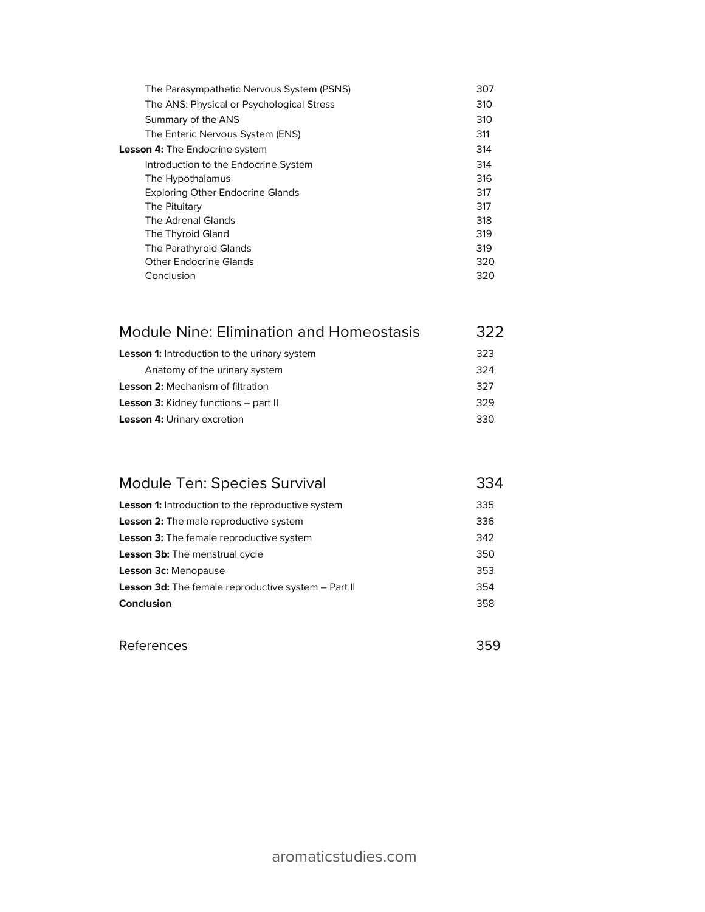| | |
|---|---|
| The Parasympathetic Nervous System (PSNS) | 307 |
| The ANS: Physical or Psychological Stress | 310 |
| Summary of the ANS | 310 |
| The Enteric Nervous System (ENS) | 311 |
| **Lesson 4:** The Endocrine system | 314 |
| Introduction to the Endocrine System | 314 |
| The Hypothalamus | 316 |
| Exploring Other Endocrine Glands | 317 |
| The Pituitary | 317 |
| The Adrenal Glands | 318 |
| The Thyroid Gland | 319 |
| The Parathyroid Glands | 319 |
| Other Endocrine Glands | 320 |
| Conclusion | 320 |

## Module Nine: Elimination and Homeostasis — 322

| | |
|---|---|
| **Lesson 1:** Introduction to the urinary system | 323 |
| Anatomy of the urinary system | 324 |
| **Lesson 2:** Mechanism of filtration | 327 |
| **Lesson 3:** Kidney functions – part II | 329 |
| **Lesson 4:** Urinary excretion | 330 |

## Module Ten: Species Survival — 334

| | |
|---|---|
| **Lesson 1:** Introduction to the reproductive system | 335 |
| **Lesson 2:** The male reproductive system | 336 |
| **Lesson 3:** The female reproductive system | 342 |
| **Lesson 3b:** The menstrual cycle | 350 |
| **Lesson 3c:** Menopause | 353 |
| **Lesson 3d:** The female reproductive system – Part II | 354 |
| **Conclusion** | 358 |

## References — 359